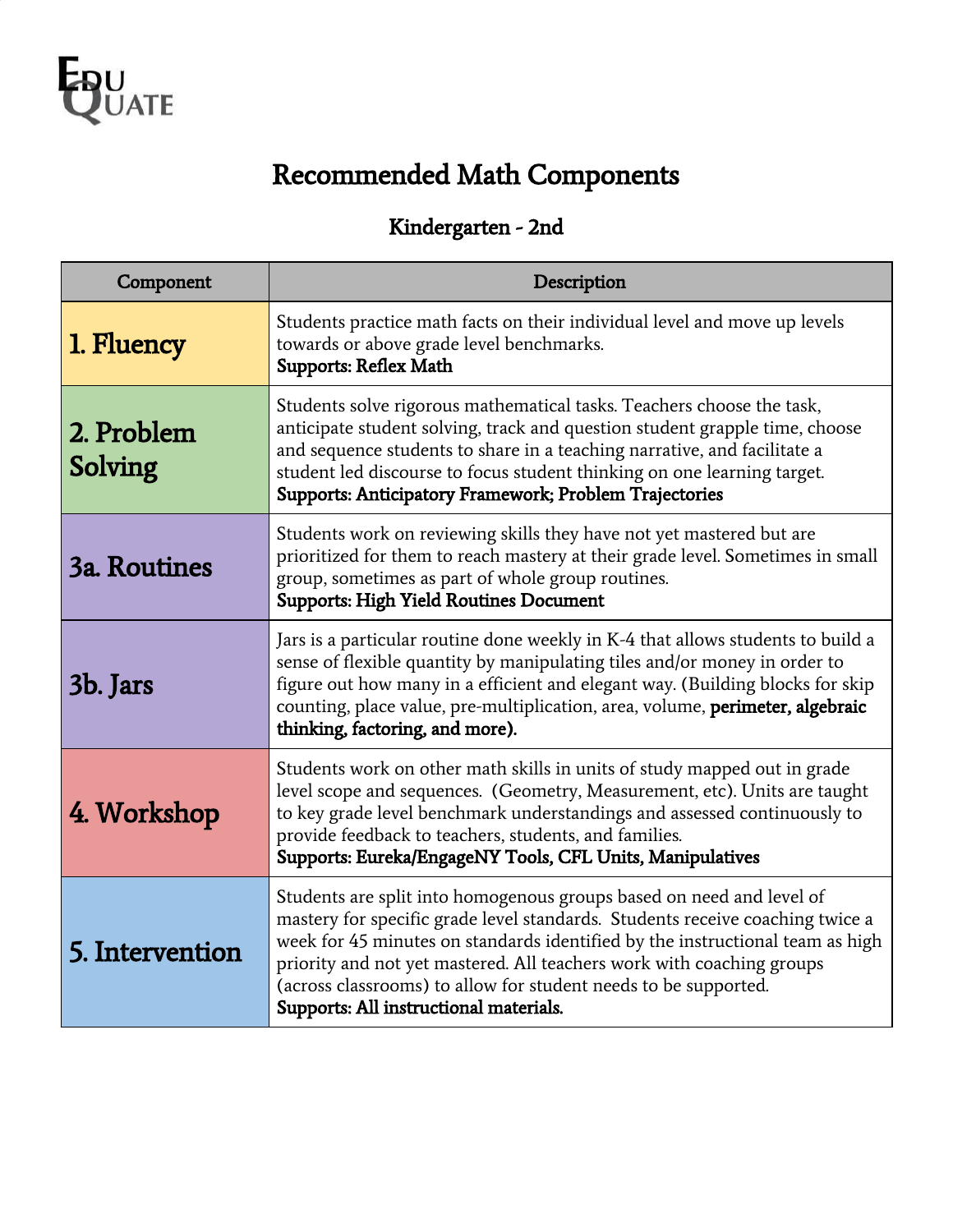EDU QUATE

# Recommended Math Components

## Kindergarten - 2nd

| Component | Description |
| --- | --- |
| **1. Fluency** | Students practice math facts on their individual level and move up levels towards or above grade level benchmarks. **Supports: Reflex Math** |
| **2. Problem Solving** | Students solve rigorous mathematical tasks. Teachers choose the task, anticipate student solving, track and question student grapple time, choose and sequence students to share in a teaching narrative, and facilitate a student led discourse to focus student thinking on one learning target. **Supports: Anticipatory Framework; Problem Trajectories** |
| **3a. Routines** | Students work on reviewing skills they have not yet mastered but are prioritized for them to reach mastery at their grade level. Sometimes in small group, sometimes as part of whole group routines. **Supports: High Yield Routines Document** |
| **3b. Jars** | Jars is a particular routine done weekly in K-4 that allows students to build a sense of flexible quantity by manipulating tiles and/or money in order to figure out how many in a efficient and elegant way. (Building blocks for skip counting, place value, pre-multiplication, area, volume, **perimeter, algebraic thinking, factoring, and more).** |
| **4. Workshop** | Students work on other math skills in units of study mapped out in grade level scope and sequences. (Geometry, Measurement, etc). Units are taught to key grade level benchmark understandings and assessed continuously to provide feedback to teachers, students, and families. **Supports: Eureka/EngageNY Tools, CFL Units, Manipulatives** |
| **5. Intervention** | Students are split into homogenous groups based on need and level of mastery for specific grade level standards. Students receive coaching twice a week for 45 minutes on standards identified by the instructional team as high priority and not yet mastered. All teachers work with coaching groups (across classrooms) to allow for student needs to be supported. **Supports: All instructional materials.** |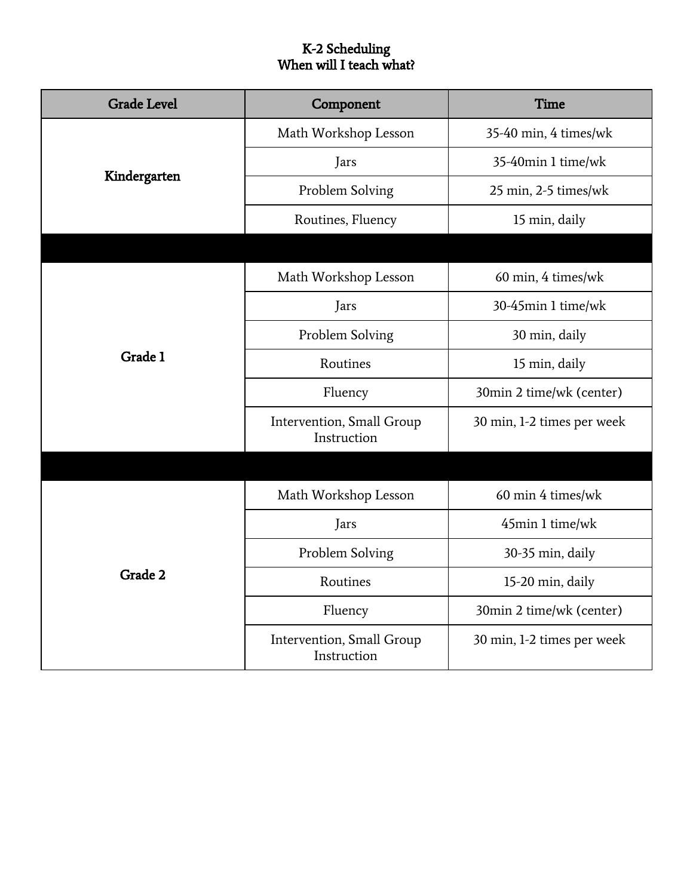# K-2 Scheduling
## When will I teach what?

| Grade Level | Component | Time |
|---|---|---|
| Kindergarten | Math Workshop Lesson | 35-40 min, 4 times/wk |
| | Jars | 35-40min 1 time/wk |
| | Problem Solving | 25 min, 2-5 times/wk |
| | Routines, Fluency | 15 min, daily |
| | | |
| Grade 1 | Math Workshop Lesson | 60 min, 4 times/wk |
| | Jars | 30-45min 1 time/wk |
| | Problem Solving | 30 min, daily |
| | Routines | 15 min, daily |
| | Fluency | 30min 2 time/wk (center) |
| | Intervention, Small Group Instruction | 30 min, 1-2 times per week |
| | | |
| Grade 2 | Math Workshop Lesson | 60 min 4 times/wk |
| | Jars | 45min 1 time/wk |
| | Problem Solving | 30-35 min, daily |
| | Routines | 15-20 min, daily |
| | Fluency | 30min 2 time/wk (center) |
| | Intervention, Small Group Instruction | 30 min, 1-2 times per week |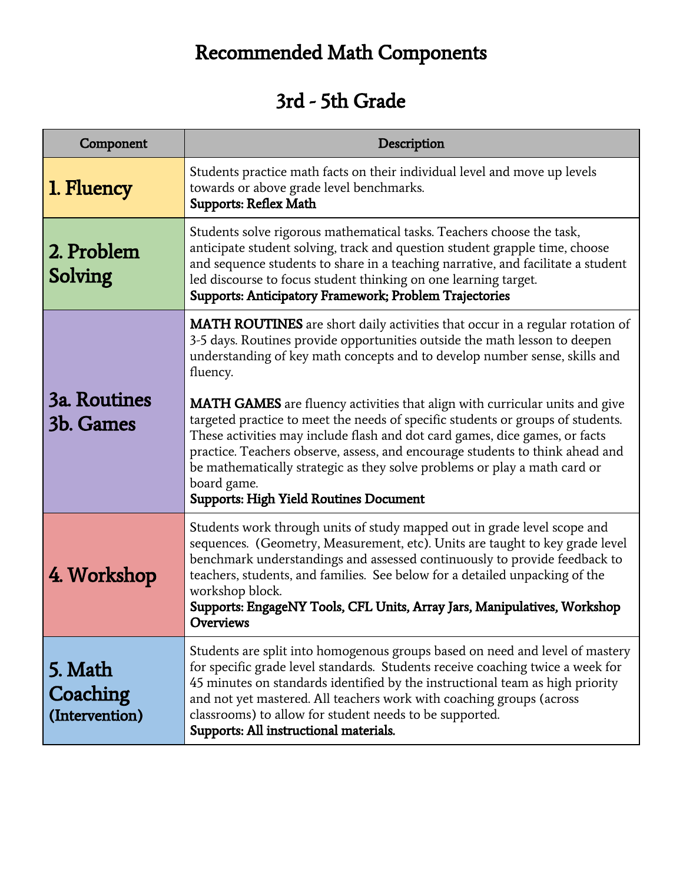# Recommended Math Components

## 3rd - 5th Grade

| Component | Description |
|---|---|
| 1. Fluency | Students practice math facts on their individual level and move up levels towards or above grade level benchmarks.<br>**Supports: Reflex Math** |
| 2. Problem Solving | Students solve rigorous mathematical tasks. Teachers choose the task, anticipate student solving, track and question student grapple time, choose and sequence students to share in a teaching narrative, and facilitate a student led discourse to focus student thinking on one learning target.<br>**Supports: Anticipatory Framework; Problem Trajectories** |
| 3a. Routines<br>3b. Games | **MATH ROUTINES** are short daily activities that occur in a regular rotation of 3-5 days. Routines provide opportunities outside the math lesson to deepen understanding of key math concepts and to develop number sense, skills and fluency.<br><br>**MATH GAMES** are fluency activities that align with curricular units and give targeted practice to meet the needs of specific students or groups of students. These activities may include flash and dot card games, dice games, or facts practice. Teachers observe, assess, and encourage students to think ahead and be mathematically strategic as they solve problems or play a math card or board game.<br>**Supports: High Yield Routines Document** |
| 4. Workshop | Students work through units of study mapped out in grade level scope and sequences. (Geometry, Measurement, etc). Units are taught to key grade level benchmark understandings and assessed continuously to provide feedback to teachers, students, and families. See below for a detailed unpacking of the workshop block.<br>**Supports: EngageNY Tools, CFL Units, Array Jars, Manipulatives, Workshop Overviews** |
| 5. Math Coaching (Intervention) | Students are split into homogenous groups based on need and level of mastery for specific grade level standards. Students receive coaching twice a week for 45 minutes on standards identified by the instructional team as high priority and not yet mastered. All teachers work with coaching groups (across classrooms) to allow for student needs to be supported.<br>**Supports: All instructional materials.** |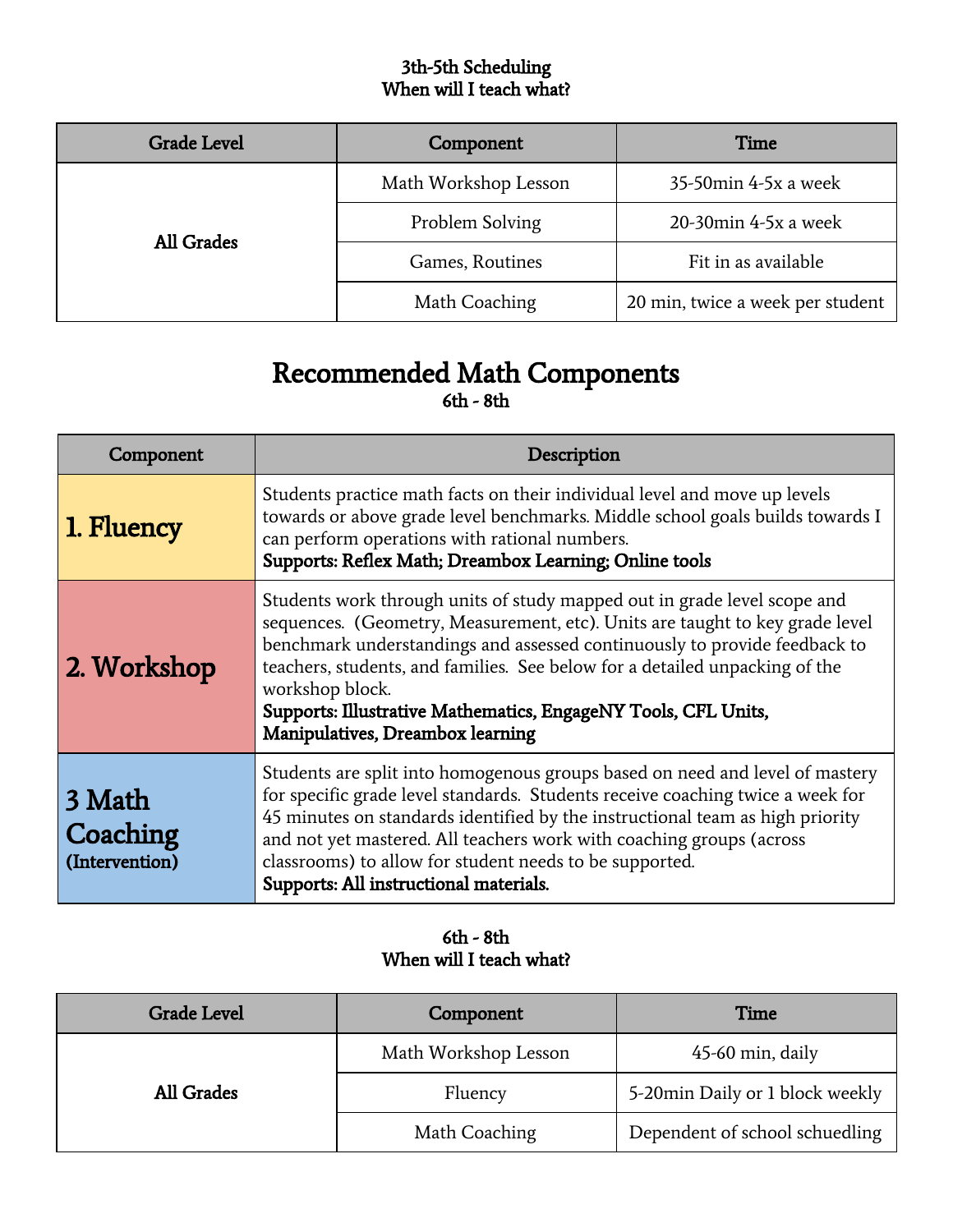**3th-5th Scheduling**
**When will I teach what?**

| Grade Level | Component | Time |
|---|---|---|
| **All Grades** | Math Workshop Lesson | 35-50min 4-5x a week |
| | Problem Solving | 20-30min 4-5x a week |
| | Games, Routines | Fit in as available |
| | Math Coaching | 20 min, twice a week per student |

# Recommended Math Components

**6th - 8th**

| Component | Description |
|---|---|
| **1. Fluency** | Students practice math facts on their individual level and move up levels towards or above grade level benchmarks. Middle school goals builds towards I can perform operations with rational numbers. **Supports: Reflex Math; Dreambox Learning; Online tools** |
| **2. Workshop** | Students work through units of study mapped out in grade level scope and sequences. (Geometry, Measurement, etc). Units are taught to key grade level benchmark understandings and assessed continuously to provide feedback to teachers, students, and families. See below for a detailed unpacking of the workshop block. **Supports: Illustrative Mathematics, EngageNY Tools, CFL Units, Manipulatives, Dreambox learning** |
| **3 Math Coaching (Intervention)** | Students are split into homogenous groups based on need and level of mastery for specific grade level standards. Students receive coaching twice a week for 45 minutes on standards identified by the instructional team as high priority and not yet mastered. All teachers work with coaching groups (across classrooms) to allow for student needs to be supported. **Supports: All instructional materials.** |

**6th - 8th**
**When will I teach what?**

| Grade Level | Component | Time |
|---|---|---|
| **All Grades** | Math Workshop Lesson | 45-60 min, daily |
| | Fluency | 5-20min Daily or 1 block weekly |
| | Math Coaching | Dependent of school schuedling |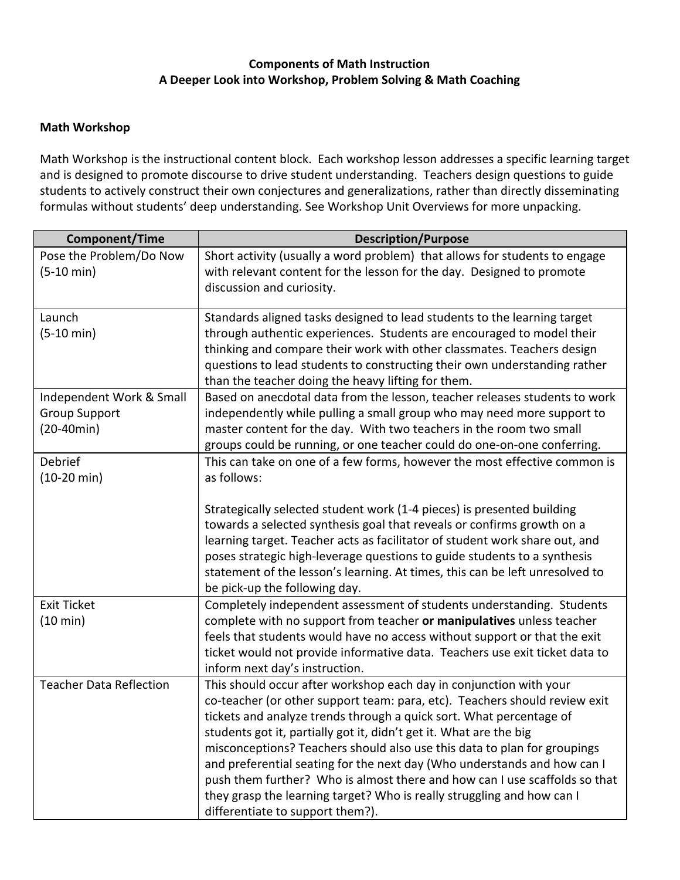**Components of Math Instruction**
**A Deeper Look into Workshop, Problem Solving & Math Coaching**

**Math Workshop**

Math Workshop is the instructional content block. Each workshop lesson addresses a specific learning target and is designed to promote discourse to drive student understanding. Teachers design questions to guide students to actively construct their own conjectures and generalizations, rather than directly disseminating formulas without students' deep understanding. See Workshop Unit Overviews for more unpacking.

| Component/Time | Description/Purpose |
|---|---|
| Pose the Problem/Do Now (5-10 min) | Short activity (usually a word problem) that allows for students to engage with relevant content for the lesson for the day. Designed to promote discussion and curiosity. |
| Launch (5-10 min) | Standards aligned tasks designed to lead students to the learning target through authentic experiences. Students are encouraged to model their thinking and compare their work with other classmates. Teachers design questions to lead students to constructing their own understanding rather than the teacher doing the heavy lifting for them. |
| Independent Work & Small Group Support (20-40min) | Based on anecdotal data from the lesson, teacher releases students to work independently while pulling a small group who may need more support to master content for the day. With two teachers in the room two small groups could be running, or one teacher could do one-on-one conferring. |
| Debrief (10-20 min) | This can take on one of a few forms, however the most effective common is as follows:<br><br>Strategically selected student work (1-4 pieces) is presented building towards a selected synthesis goal that reveals or confirms growth on a learning target. Teacher acts as facilitator of student work share out, and poses strategic high-leverage questions to guide students to a synthesis statement of the lesson's learning. At times, this can be left unresolved to be pick-up the following day. |
| Exit Ticket (10 min) | Completely independent assessment of students understanding. Students complete with no support from teacher **or manipulatives** unless teacher feels that students would have no access without support or that the exit ticket would not provide informative data. Teachers use exit ticket data to inform next day's instruction. |
| Teacher Data Reflection | This should occur after workshop each day in conjunction with your co-teacher (or other support team: para, etc). Teachers should review exit tickets and analyze trends through a quick sort. What percentage of students got it, partially got it, didn't get it. What are the big misconceptions? Teachers should also use this data to plan for groupings and preferential seating for the next day (Who understands and how can I push them further? Who is almost there and how can I use scaffolds so that they grasp the learning target? Who is really struggling and how can I differentiate to support them?). |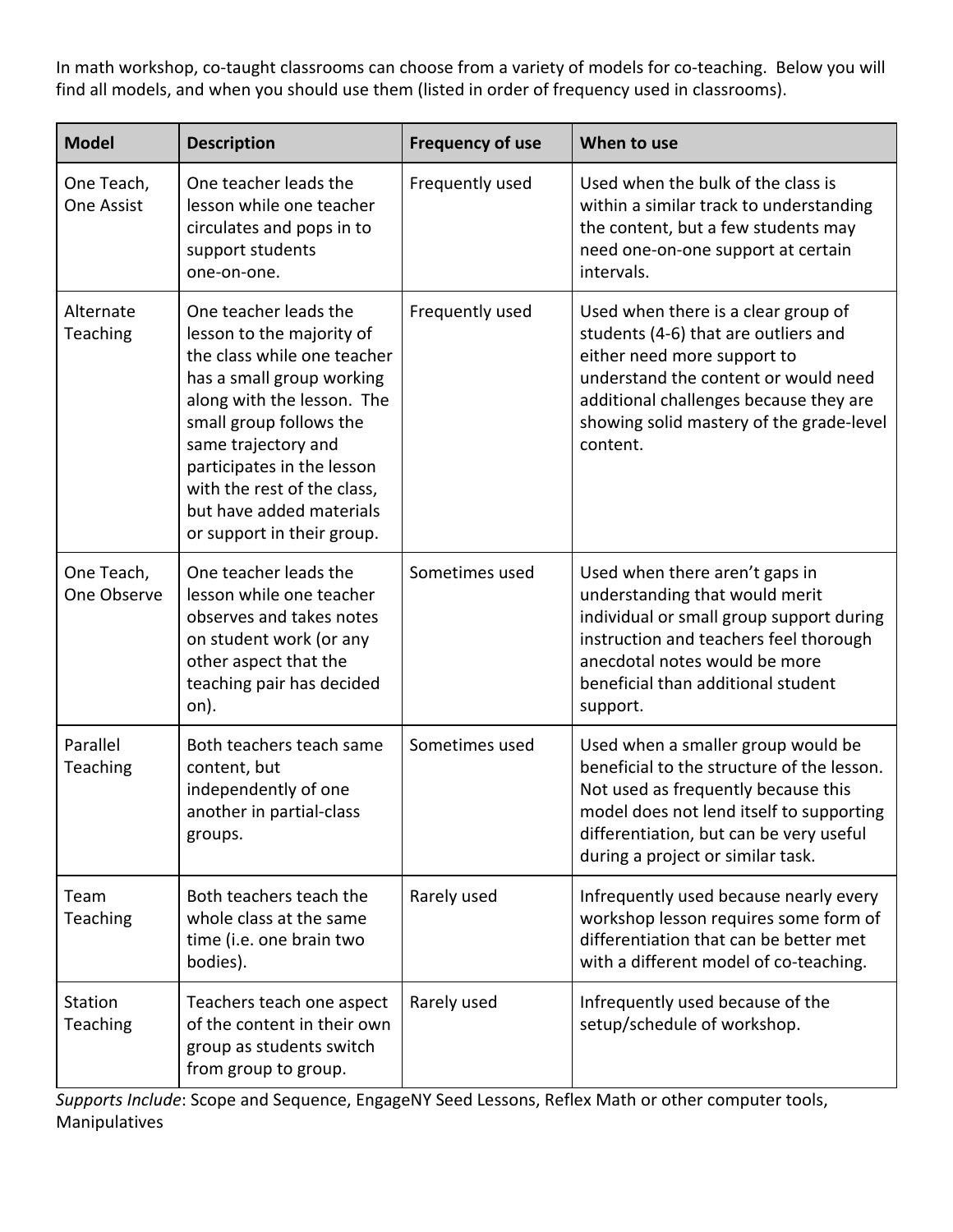In math workshop, co-taught classrooms can choose from a variety of models for co-teaching. Below you will find all models, and when you should use them (listed in order of frequency used in classrooms).

| Model | Description | Frequency of use | When to use |
|---|---|---|---|
| One Teach, One Assist | One teacher leads the lesson while one teacher circulates and pops in to support students one-on-one. | Frequently used | Used when the bulk of the class is within a similar track to understanding the content, but a few students may need one-on-one support at certain intervals. |
| Alternate Teaching | One teacher leads the lesson to the majority of the class while one teacher has a small group working along with the lesson. The small group follows the same trajectory and participates in the lesson with the rest of the class, but have added materials or support in their group. | Frequently used | Used when there is a clear group of students (4-6) that are outliers and either need more support to understand the content or would need additional challenges because they are showing solid mastery of the grade-level content. |
| One Teach, One Observe | One teacher leads the lesson while one teacher observes and takes notes on student work (or any other aspect that the teaching pair has decided on). | Sometimes used | Used when there aren't gaps in understanding that would merit individual or small group support during instruction and teachers feel thorough anecdotal notes would be more beneficial than additional student support. |
| Parallel Teaching | Both teachers teach same content, but independently of one another in partial-class groups. | Sometimes used | Used when a smaller group would be beneficial to the structure of the lesson. Not used as frequently because this model does not lend itself to supporting differentiation, but can be very useful during a project or similar task. |
| Team Teaching | Both teachers teach the whole class at the same time (i.e. one brain two bodies). | Rarely used | Infrequently used because nearly every workshop lesson requires some form of differentiation that can be better met with a different model of co-teaching. |
| Station Teaching | Teachers teach one aspect of the content in their own group as students switch from group to group. | Rarely used | Infrequently used because of the setup/schedule of workshop. |

*Supports Include*: Scope and Sequence, EngageNY Seed Lessons, Reflex Math or other computer tools, Manipulatives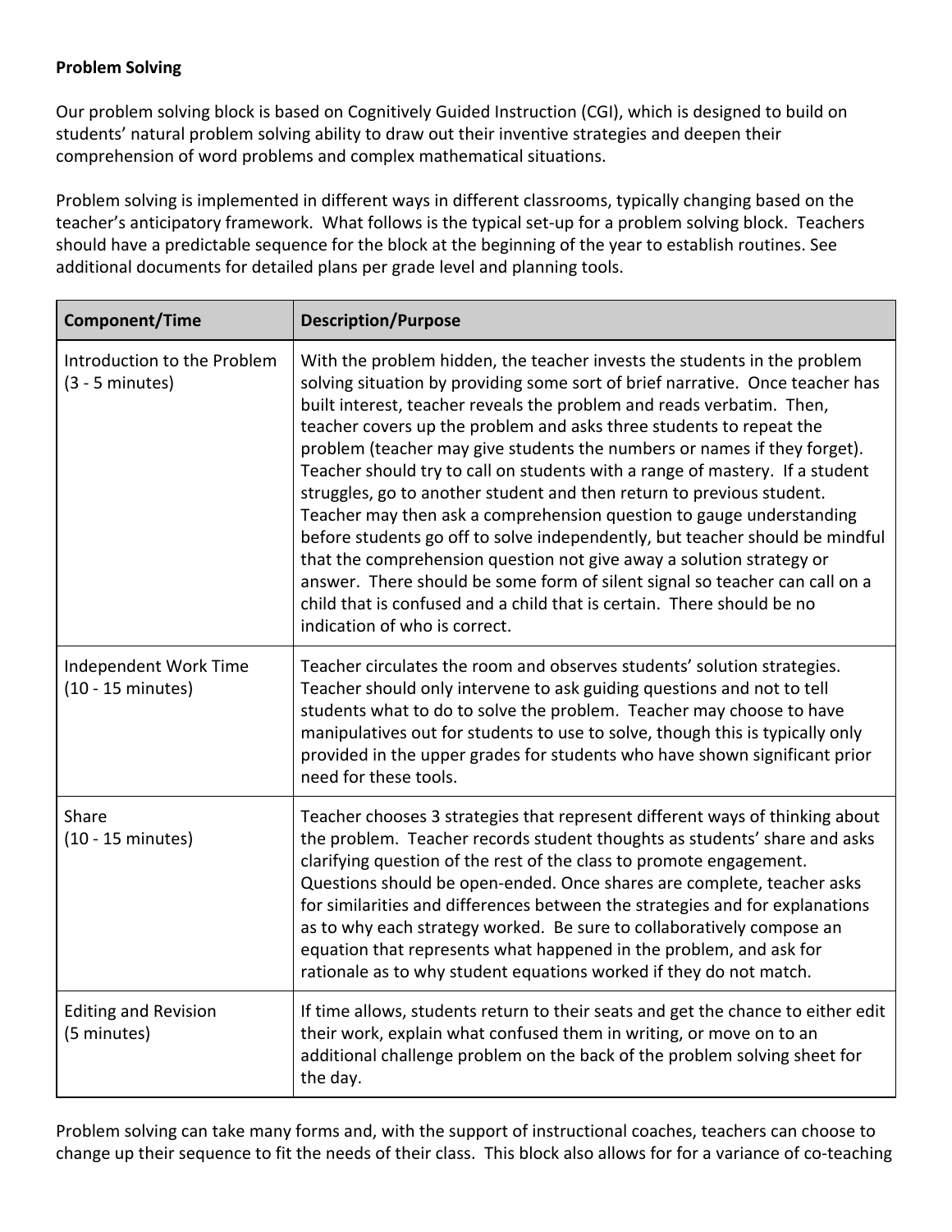**Problem Solving**

Our problem solving block is based on Cognitively Guided Instruction (CGI), which is designed to build on students' natural problem solving ability to draw out their inventive strategies and deepen their comprehension of word problems and complex mathematical situations.

Problem solving is implemented in different ways in different classrooms, typically changing based on the teacher's anticipatory framework. What follows is the typical set-up for a problem solving block. Teachers should have a predictable sequence for the block at the beginning of the year to establish routines. See additional documents for detailed plans per grade level and planning tools.

| Component/Time | Description/Purpose |
|---|---|
| Introduction to the Problem (3 - 5 minutes) | With the problem hidden, the teacher invests the students in the problem solving situation by providing some sort of brief narrative. Once teacher has built interest, teacher reveals the problem and reads verbatim. Then, teacher covers up the problem and asks three students to repeat the problem (teacher may give students the numbers or names if they forget). Teacher should try to call on students with a range of mastery. If a student struggles, go to another student and then return to previous student. Teacher may then ask a comprehension question to gauge understanding before students go off to solve independently, but teacher should be mindful that the comprehension question not give away a solution strategy or answer. There should be some form of silent signal so teacher can call on a child that is confused and a child that is certain. There should be no indication of who is correct. |
| Independent Work Time (10 - 15 minutes) | Teacher circulates the room and observes students' solution strategies. Teacher should only intervene to ask guiding questions and not to tell students what to do to solve the problem. Teacher may choose to have manipulatives out for students to use to solve, though this is typically only provided in the upper grades for students who have shown significant prior need for these tools. |
| Share (10 - 15 minutes) | Teacher chooses 3 strategies that represent different ways of thinking about the problem. Teacher records student thoughts as students' share and asks clarifying question of the rest of the class to promote engagement. Questions should be open-ended. Once shares are complete, teacher asks for similarities and differences between the strategies and for explanations as to why each strategy worked. Be sure to collaboratively compose an equation that represents what happened in the problem, and ask for rationale as to why student equations worked if they do not match. |
| Editing and Revision (5 minutes) | If time allows, students return to their seats and get the chance to either edit their work, explain what confused them in writing, or move on to an additional challenge problem on the back of the problem solving sheet for the day. |

Problem solving can take many forms and, with the support of instructional coaches, teachers can choose to change up their sequence to fit the needs of their class. This block also allows for for a variance of co-teaching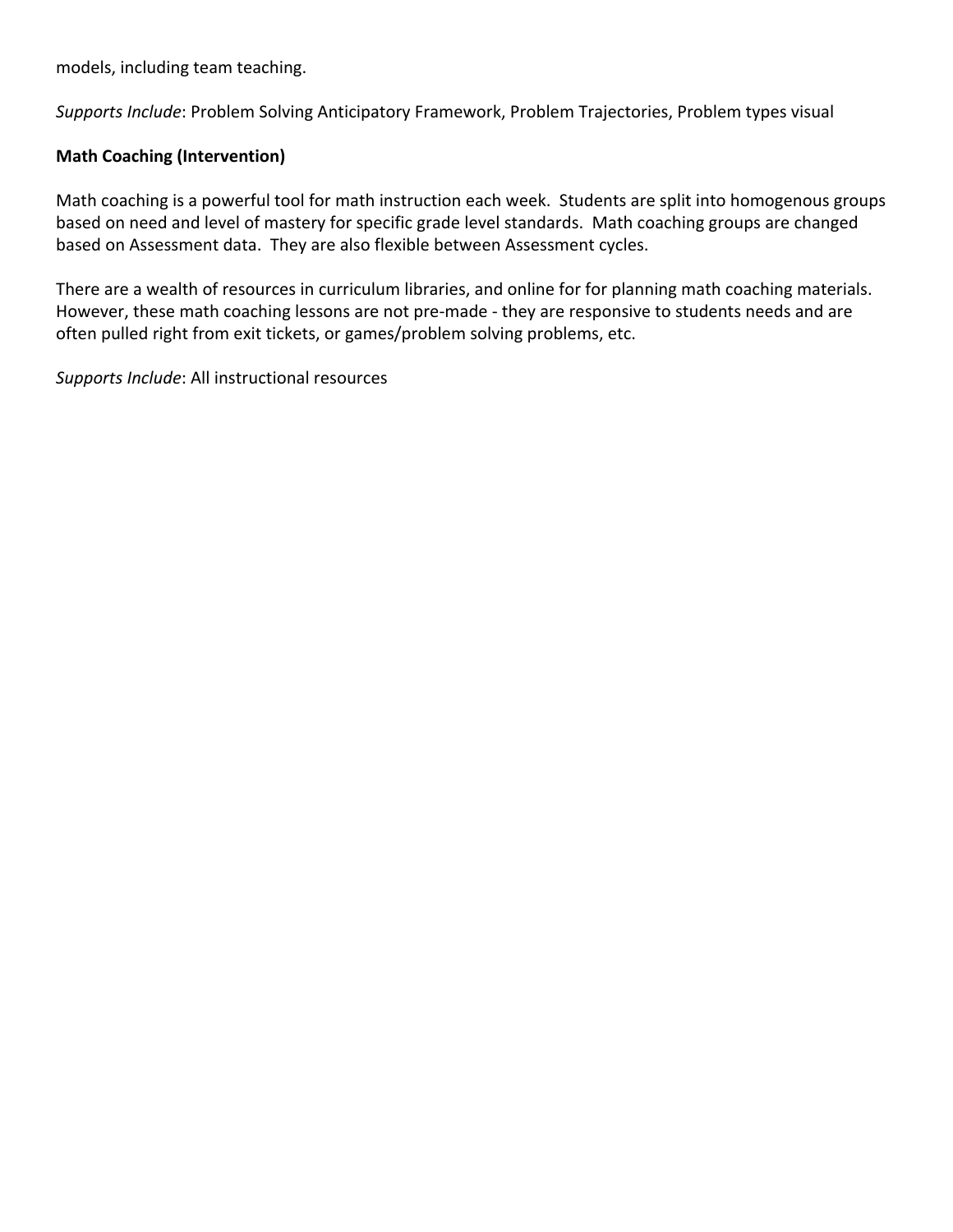models, including team teaching.

*Supports Include*: Problem Solving Anticipatory Framework, Problem Trajectories, Problem types visual

**Math Coaching (Intervention)**

Math coaching is a powerful tool for math instruction each week. Students are split into homogenous groups based on need and level of mastery for specific grade level standards. Math coaching groups are changed based on Assessment data. They are also flexible between Assessment cycles.

There are a wealth of resources in curriculum libraries, and online for for planning math coaching materials. However, these math coaching lessons are not pre-made - they are responsive to students needs and are often pulled right from exit tickets, or games/problem solving problems, etc.

*Supports Include*: All instructional resources